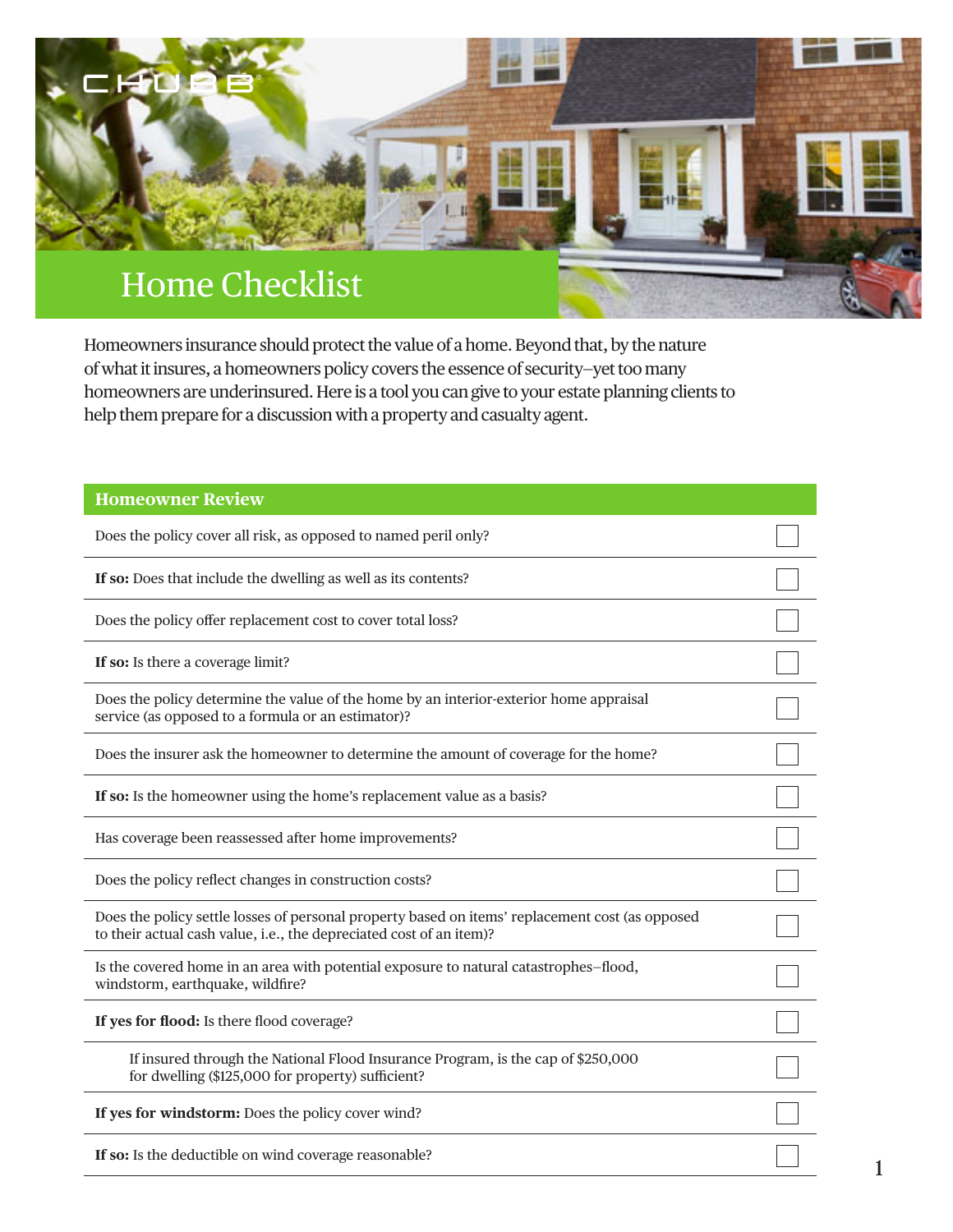# Home Checklist

Homeowners insurance should protect the value of a home. Beyond that, by the nature of what it insures, a homeowners policy covers the essence of security–yet too many homeowners are underinsured. Here is a tool you can give to your estate planning clients to help them prepare for a discussion with a property and casualty agent.

| Homeowner Review | |
|---|---|
| Does the policy cover all risk, as opposed to named peril only? | ☐ |
| **If so:** Does that include the dwelling as well as its contents? | ☐ |
| Does the policy offer replacement cost to cover total loss? | ☐ |
| **If so:** Is there a coverage limit? | ☐ |
| Does the policy determine the value of the home by an interior-exterior home appraisal service (as opposed to a formula or an estimator)? | ☐ |
| Does the insurer ask the homeowner to determine the amount of coverage for the home? | ☐ |
| **If so:** Is the homeowner using the home's replacement value as a basis? | ☐ |
| Has coverage been reassessed after home improvements? | ☐ |
| Does the policy reflect changes in construction costs? | ☐ |
| Does the policy settle losses of personal property based on items' replacement cost (as opposed to their actual cash value, i.e., the depreciated cost of an item)? | ☐ |
| Is the covered home in an area with potential exposure to natural catastrophes–flood, windstorm, earthquake, wildfire? | ☐ |
| **If yes for flood:** Is there flood coverage? | ☐ |
| If insured through the National Flood Insurance Program, is the cap of $250,000 for dwelling ($125,000 for property) sufficient? | ☐ |
| **If yes for windstorm:** Does the policy cover wind? | ☐ |
| **If so:** Is the deductible on wind coverage reasonable? | ☐ |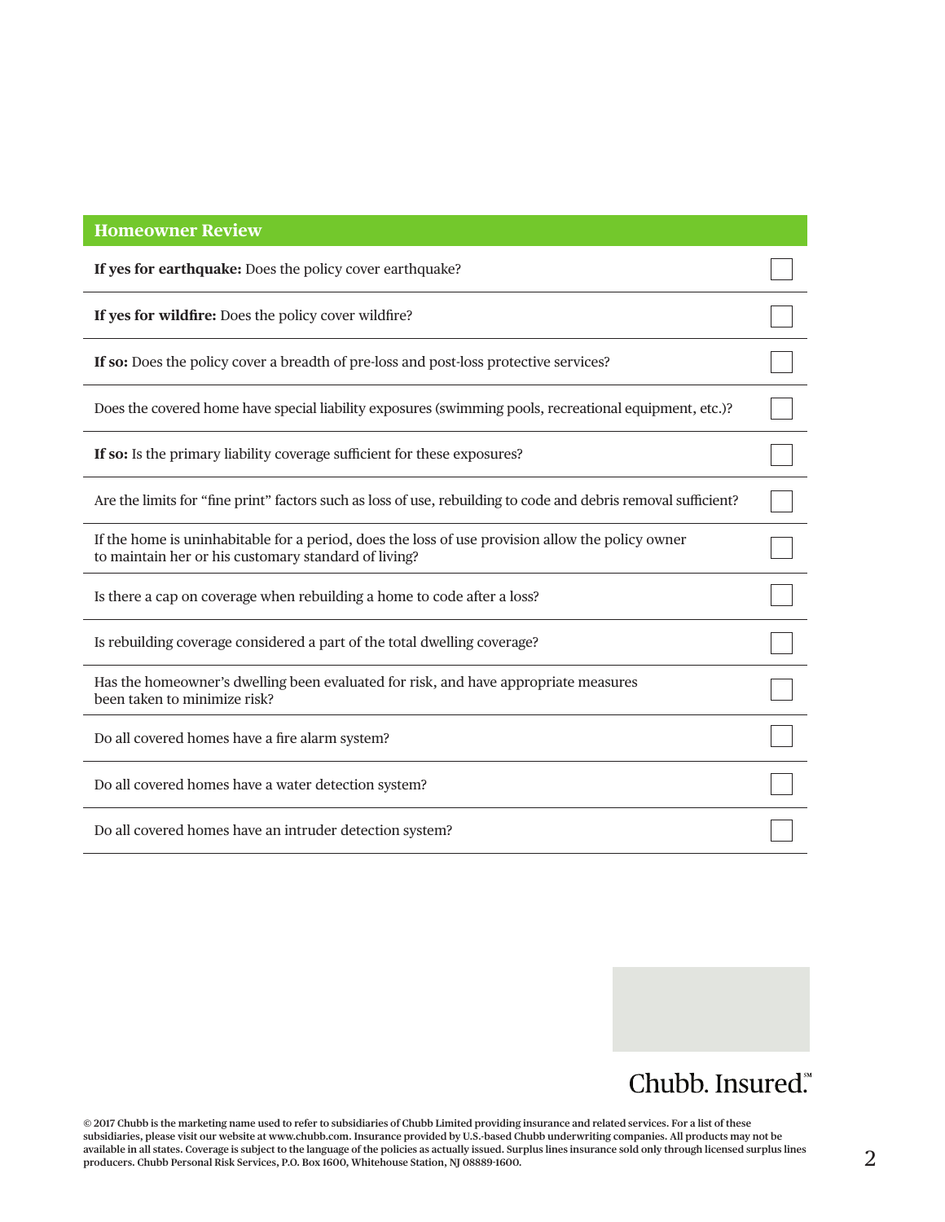| Homeowner Review | |
|---|---|
| **If yes for earthquake:** Does the policy cover earthquake? | ☐ |
| **If yes for wildfire:** Does the policy cover wildfire? | ☐ |
| **If so:** Does the policy cover a breadth of pre-loss and post-loss protective services? | ☐ |
| Does the covered home have special liability exposures (swimming pools, recreational equipment, etc.)? | ☐ |
| **If so:** Is the primary liability coverage sufficient for these exposures? | ☐ |
| Are the limits for "fine print" factors such as loss of use, rebuilding to code and debris removal sufficient? | ☐ |
| If the home is uninhabitable for a period, does the loss of use provision allow the policy owner to maintain her or his customary standard of living? | ☐ |
| Is there a cap on coverage when rebuilding a home to code after a loss? | ☐ |
| Is rebuilding coverage considered a part of the total dwelling coverage? | ☐ |
| Has the homeowner's dwelling been evaluated for risk, and have appropriate measures been taken to minimize risk? | ☐ |
| Do all covered homes have a fire alarm system? | ☐ |
| Do all covered homes have a water detection system? | ☐ |
| Do all covered homes have an intruder detection system? | ☐ |

Chubb. Insured.℠

**© 2017 Chubb is the marketing name used to refer to subsidiaries of Chubb Limited providing insurance and related services. For a list of these subsidiaries, please visit our website at www.chubb.com. Insurance provided by U.S.-based Chubb underwriting companies. All products may not be available in all states. Coverage is subject to the language of the policies as actually issued. Surplus lines insurance sold only through licensed surplus lines producers. Chubb Personal Risk Services, P.O. Box 1600, Whitehouse Station, NJ 08889-1600.**